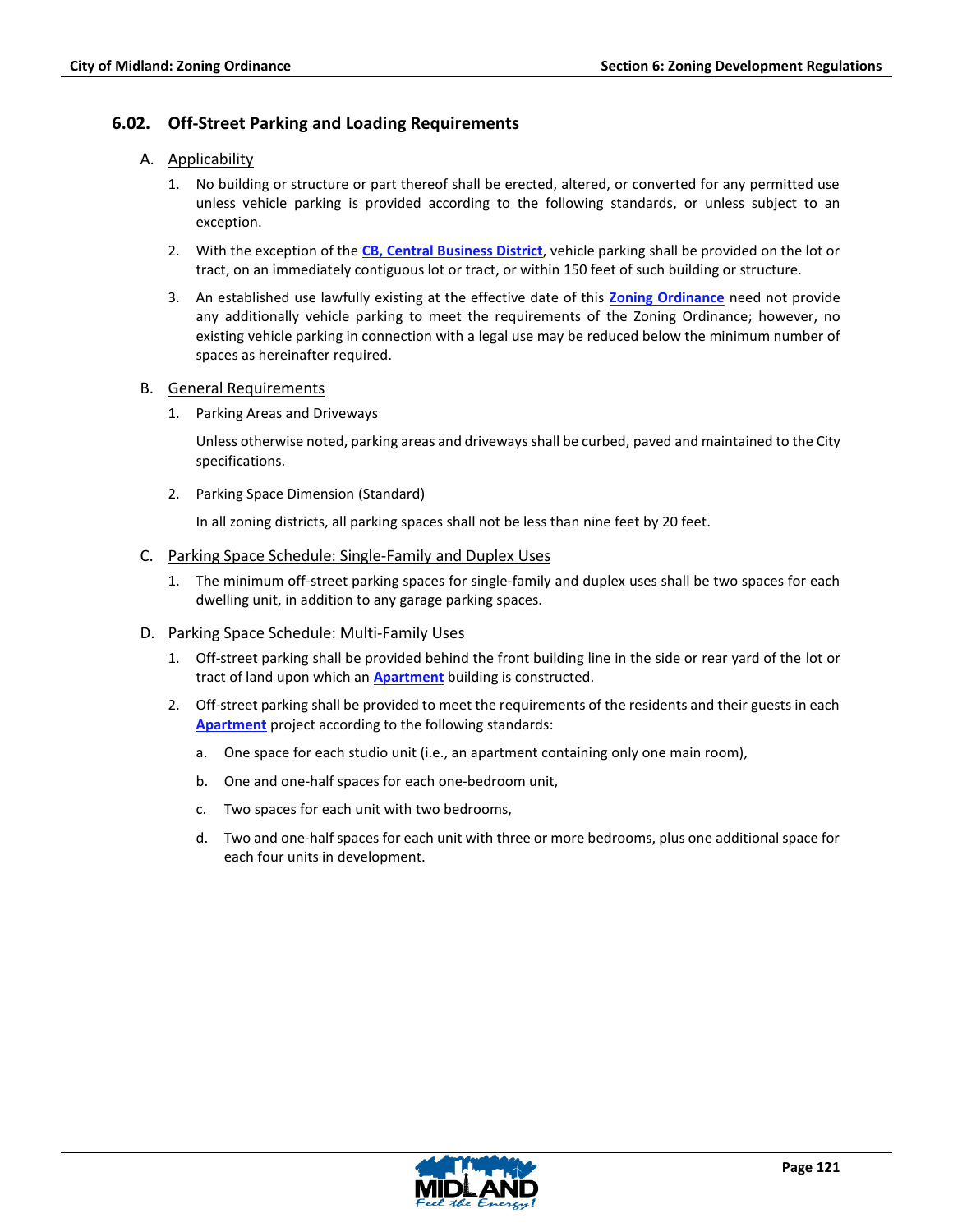## 6.02. Off-Street Parking and Loading Requirements

### A. Applicability

1. No building or structure or part thereof shall be erected, altered, or converted for any permitted use unless vehicle parking is provided according to the following standards, or unless subject to an exception.

2. With the exception of the **CB, Central Business District**, vehicle parking shall be provided on the lot or tract, on an immediately contiguous lot or tract, or within 150 feet of such building or structure.

3. An established use lawfully existing at the effective date of this **Zoning Ordinance** need not provide any additionally vehicle parking to meet the requirements of the Zoning Ordinance; however, no existing vehicle parking in connection with a legal use may be reduced below the minimum number of spaces as hereinafter required.

### B. General Requirements

1. Parking Areas and Driveways

   Unless otherwise noted, parking areas and driveways shall be curbed, paved and maintained to the City specifications.

2. Parking Space Dimension (Standard)

   In all zoning districts, all parking spaces shall not be less than nine feet by 20 feet.

### C. Parking Space Schedule: Single-Family and Duplex Uses

1. The minimum off-street parking spaces for single-family and duplex uses shall be two spaces for each dwelling unit, in addition to any garage parking spaces.

### D. Parking Space Schedule: Multi-Family Uses

1. Off-street parking shall be provided behind the front building line in the side or rear yard of the lot or tract of land upon which an **Apartment** building is constructed.

2. Off-street parking shall be provided to meet the requirements of the residents and their guests in each **Apartment** project according to the following standards:

   a. One space for each studio unit (i.e., an apartment containing only one main room),

   b. One and one-half spaces for each one-bedroom unit,

   c. Two spaces for each unit with two bedrooms,

   d. Two and one-half spaces for each unit with three or more bedrooms, plus one additional space for each four units in development.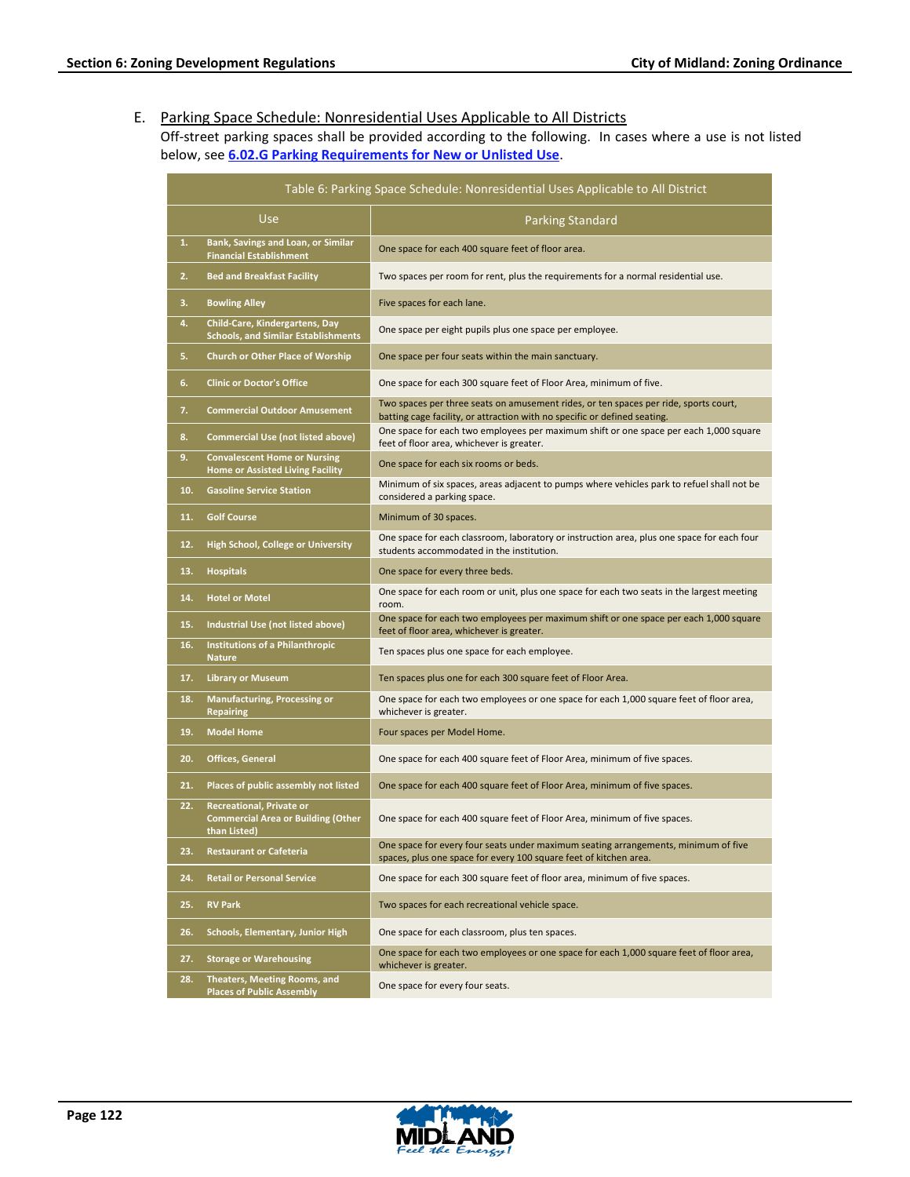E. Parking Space Schedule: Nonresidential Uses Applicable to All Districts

Off-street parking spaces shall be provided according to the following. In cases where a use is not listed below, see **6.02.G Parking Requirements for New or Unlisted Use**.

| Table 6: Parking Space Schedule: Nonresidential Uses Applicable to All District | | |
|---|---|---|
| | Use | Parking Standard |
| 1. | Bank, Savings and Loan, or Similar Financial Establishment | One space for each 400 square feet of floor area. |
| 2. | Bed and Breakfast Facility | Two spaces per room for rent, plus the requirements for a normal residential use. |
| 3. | Bowling Alley | Five spaces for each lane. |
| 4. | Child-Care, Kindergartens, Day Schools, and Similar Establishments | One space per eight pupils plus one space per employee. |
| 5. | Church or Other Place of Worship | One space per four seats within the main sanctuary. |
| 6. | Clinic or Doctor's Office | One space for each 300 square feet of Floor Area, minimum of five. |
| 7. | Commercial Outdoor Amusement | Two spaces per three seats on amusement rides, or ten spaces per ride, sports court, batting cage facility, or attraction with no specific or defined seating. |
| 8. | Commercial Use (not listed above) | One space for each two employees per maximum shift or one space per each 1,000 square feet of floor area, whichever is greater. |
| 9. | Convalescent Home or Nursing Home or Assisted Living Facility | One space for each six rooms or beds. |
| 10. | Gasoline Service Station | Minimum of six spaces, areas adjacent to pumps where vehicles park to refuel shall not be considered a parking space. |
| 11. | Golf Course | Minimum of 30 spaces. |
| 12. | High School, College or University | One space for each classroom, laboratory or instruction area, plus one space for each four students accommodated in the institution. |
| 13. | Hospitals | One space for every three beds. |
| 14. | Hotel or Motel | One space for each room or unit, plus one space for each two seats in the largest meeting room. |
| 15. | Industrial Use (not listed above) | One space for each two employees per maximum shift or one space per each 1,000 square feet of floor area, whichever is greater. |
| 16. | Institutions of a Philanthropic Nature | Ten spaces plus one space for each employee. |
| 17. | Library or Museum | Ten spaces plus one for each 300 square feet of Floor Area. |
| 18. | Manufacturing, Processing or Repairing | One space for each two employees or one space for each 1,000 square feet of floor area, whichever is greater. |
| 19. | Model Home | Four spaces per Model Home. |
| 20. | Offices, General | One space for each 400 square feet of Floor Area, minimum of five spaces. |
| 21. | Places of public assembly not listed | One space for each 400 square feet of Floor Area, minimum of five spaces. |
| 22. | Recreational, Private or Commercial Area or Building (Other than Listed) | One space for each 400 square feet of Floor Area, minimum of five spaces. |
| 23. | Restaurant or Cafeteria | One space for every four seats under maximum seating arrangements, minimum of five spaces, plus one space for every 100 square feet of kitchen area. |
| 24. | Retail or Personal Service | One space for each 300 square feet of floor area, minimum of five spaces. |
| 25. | RV Park | Two spaces for each recreational vehicle space. |
| 26. | Schools, Elementary, Junior High | One space for each classroom, plus ten spaces. |
| 27. | Storage or Warehousing | One space for each two employees or one space for each 1,000 square feet of floor area, whichever is greater. |
| 28. | Theaters, Meeting Rooms, and Places of Public Assembly | One space for every four seats. |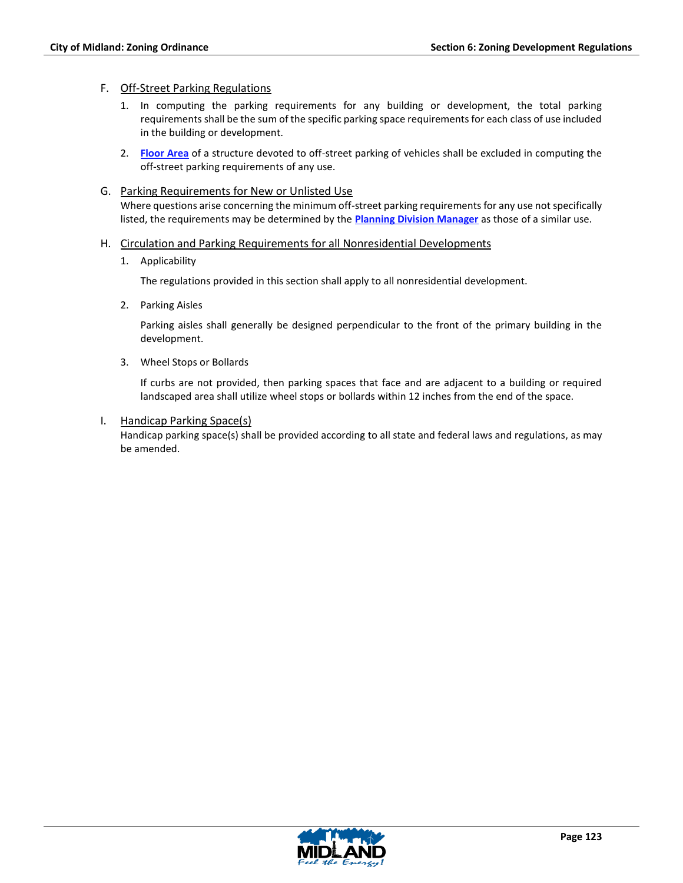F. Off-Street Parking Regulations

1. In computing the parking requirements for any building or development, the total parking requirements shall be the sum of the specific parking space requirements for each class of use included in the building or development.

2. **Floor Area** of a structure devoted to off-street parking of vehicles shall be excluded in computing the off-street parking requirements of any use.

G. Parking Requirements for New or Unlisted Use

Where questions arise concerning the minimum off-street parking requirements for any use not specifically listed, the requirements may be determined by the **Planning Division Manager** as those of a similar use.

H. Circulation and Parking Requirements for all Nonresidential Developments

1. Applicability

   The regulations provided in this section shall apply to all nonresidential development.

2. Parking Aisles

   Parking aisles shall generally be designed perpendicular to the front of the primary building in the development.

3. Wheel Stops or Bollards

   If curbs are not provided, then parking spaces that face and are adjacent to a building or required landscaped area shall utilize wheel stops or bollards within 12 inches from the end of the space.

I. Handicap Parking Space(s)

Handicap parking space(s) shall be provided according to all state and federal laws and regulations, as may be amended.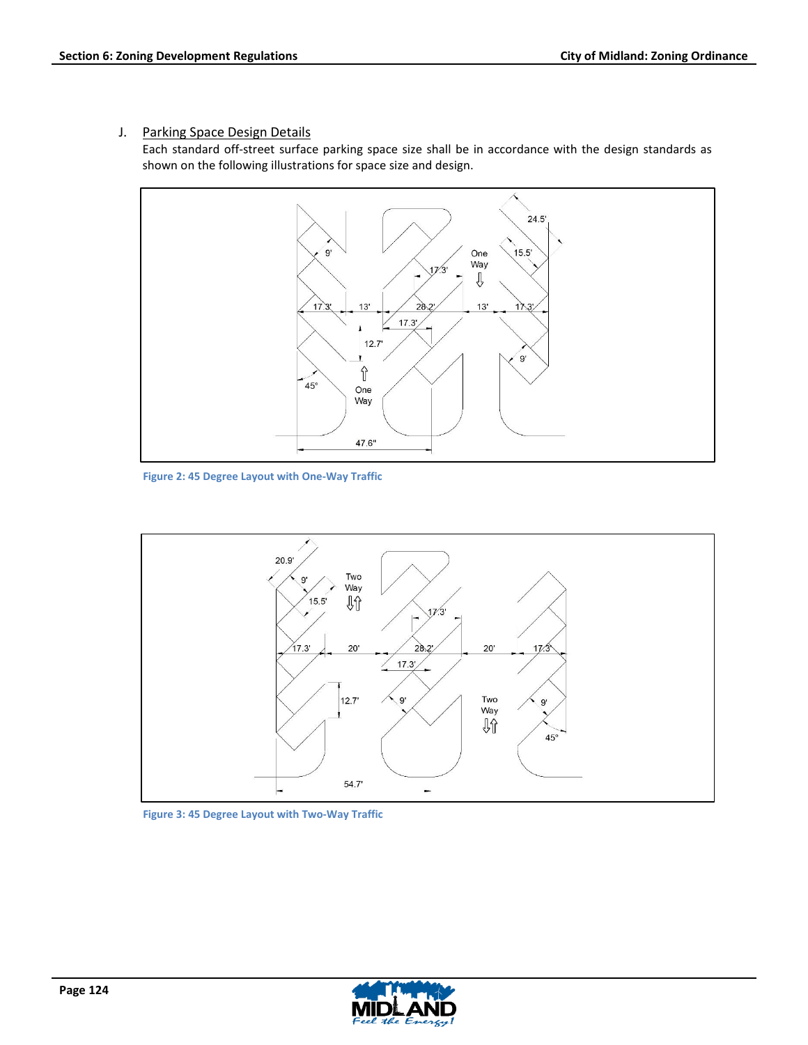J. Parking Space Design Details

Each standard off-street surface parking space size shall be in accordance with the design standards as shown on the following illustrations for space size and design.

24.5'
9'
15.5'
One Way
17.3'
17.3'
13'
28.2'
13'
17.3'
17.3'
12.7'
9'
45°
One Way
47.6"

Figure 2: 45 Degree Layout with One-Way Traffic

20.9'
9'
Two Way
15.5'
17.3'
17.3'
20'
28.2'
20'
17.3'
17.3'
12.7'
9'
Two Way
9'
45°
54.7'

Figure 3: 45 Degree Layout with Two-Way Traffic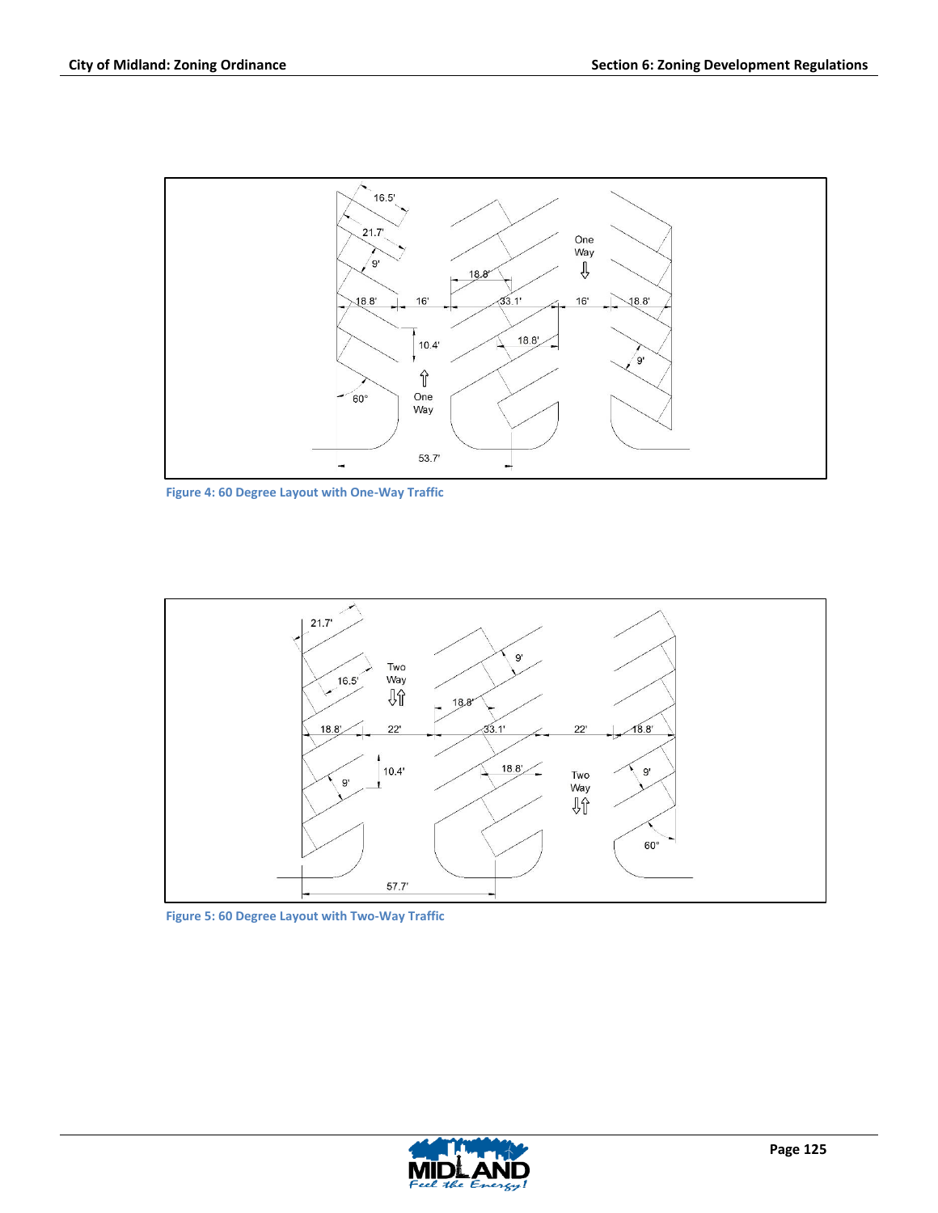16.5'

21.7'

9'

18.8'

18.8'

16'

33.1'

16'

18.8'

One Way

10.4'

18.8'

9'

One Way

60°

53.7'

Figure 4: 60 Degree Layout with One-Way Traffic

21.7'

9'

16.5'

Two Way

18.8'

18.8'

22'

33.1'

22'

18.8'

10.4'

18.8'

9'

9'

Two Way

60°

57.7'

Figure 5: 60 Degree Layout with Two-Way Traffic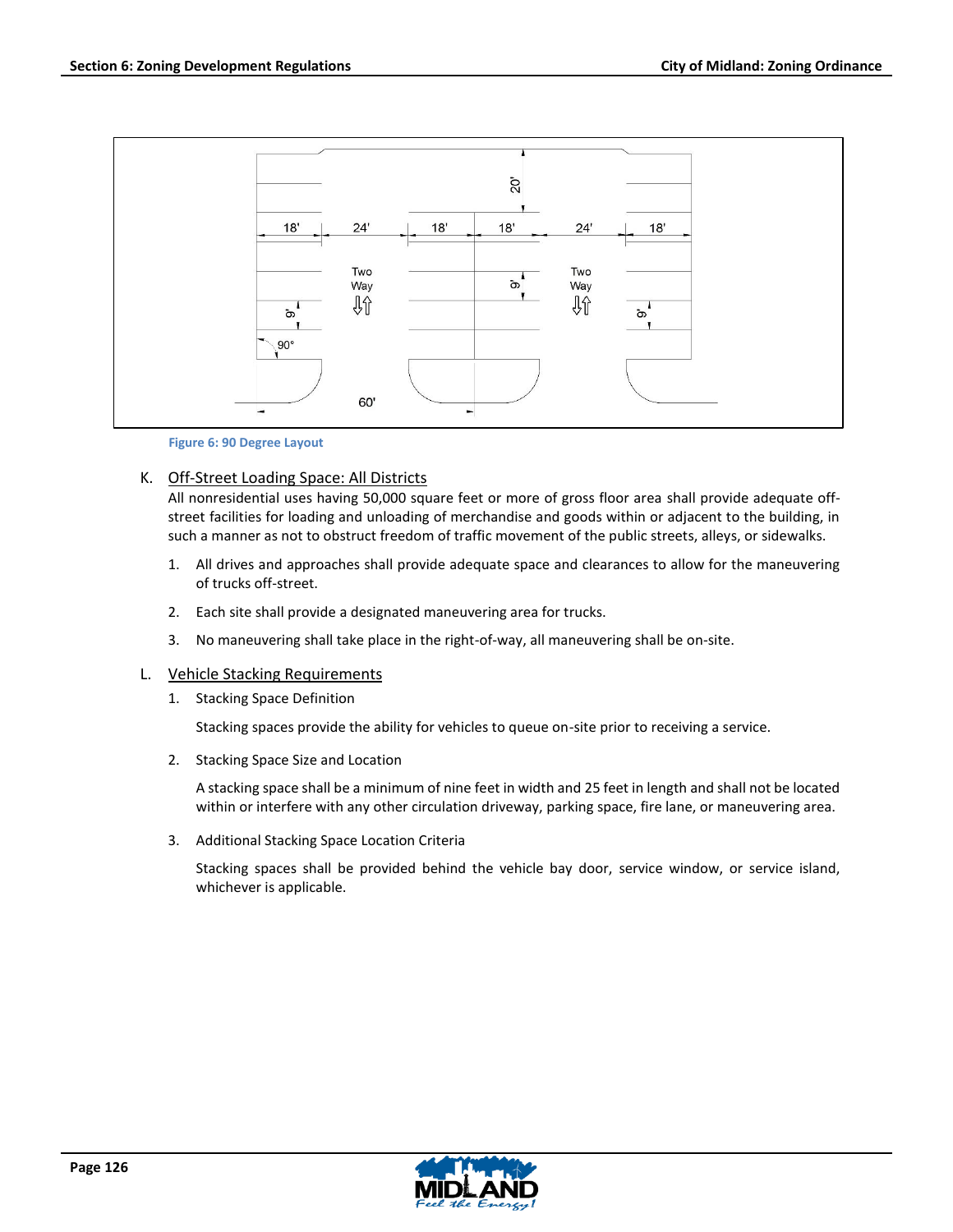20'

18' 24' 18' 18' 24' 18'

Two Way

Two Way

9'

9'

9'

90°

60'

Figure 6: 90 Degree Layout

K. Off-Street Loading Space: All Districts

All nonresidential uses having 50,000 square feet or more of gross floor area shall provide adequate off-street facilities for loading and unloading of merchandise and goods within or adjacent to the building, in such a manner as not to obstruct freedom of traffic movement of the public streets, alleys, or sidewalks.

1. All drives and approaches shall provide adequate space and clearances to allow for the maneuvering of trucks off-street.
2. Each site shall provide a designated maneuvering area for trucks.
3. No maneuvering shall take place in the right-of-way, all maneuvering shall be on-site.

L. Vehicle Stacking Requirements

1. Stacking Space Definition

   Stacking spaces provide the ability for vehicles to queue on-site prior to receiving a service.

2. Stacking Space Size and Location

   A stacking space shall be a minimum of nine feet in width and 25 feet in length and shall not be located within or interfere with any other circulation driveway, parking space, fire lane, or maneuvering area.

3. Additional Stacking Space Location Criteria

   Stacking spaces shall be provided behind the vehicle bay door, service window, or service island, whichever is applicable.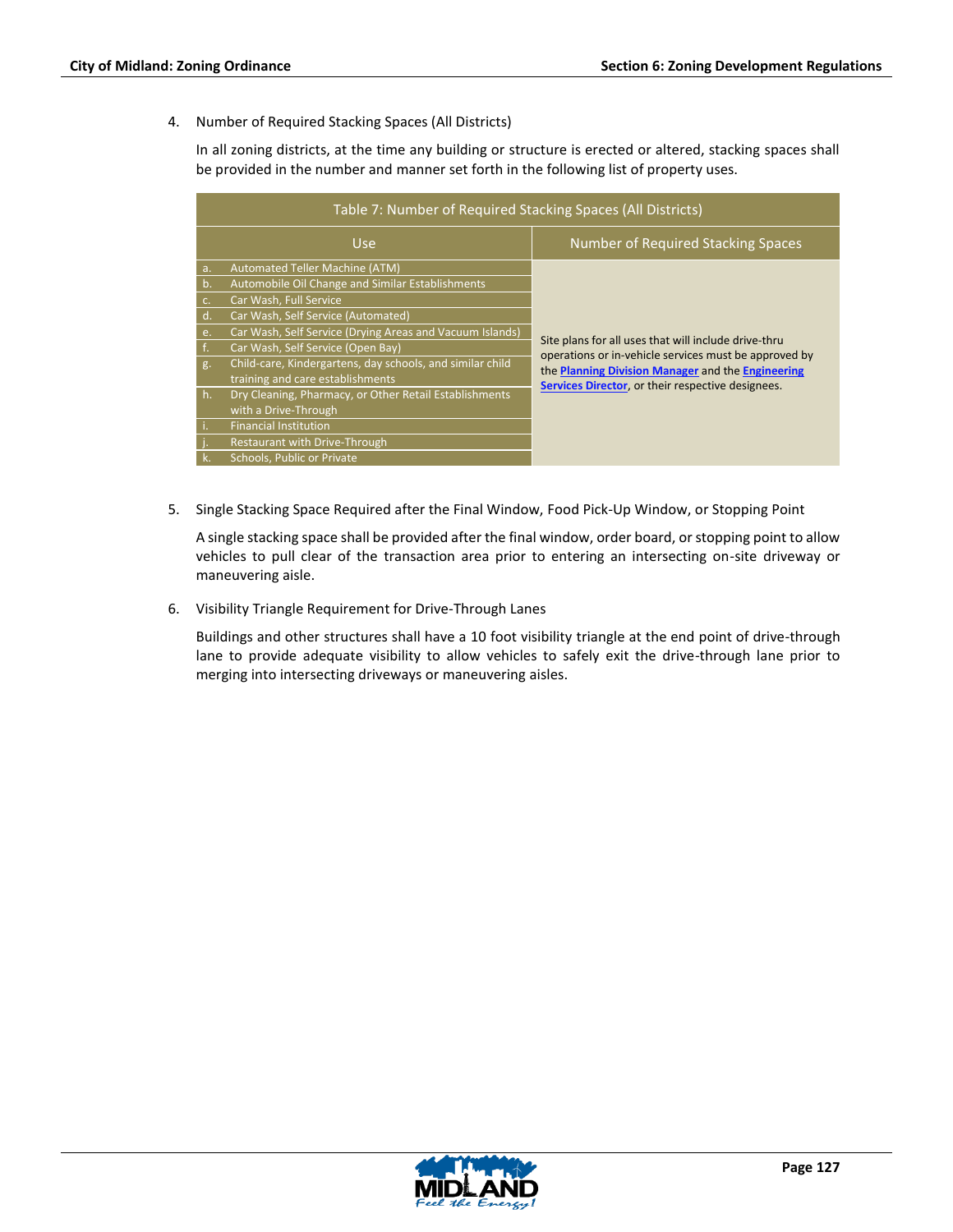4. Number of Required Stacking Spaces (All Districts)

   In all zoning districts, at the time any building or structure is erected or altered, stacking spaces shall be provided in the number and manner set forth in the following list of property uses.

| Table 7: Number of Required Stacking Spaces (All Districts) | | |
|---|---|---|
| Use | | Number of Required Stacking Spaces |
| a. | Automated Teller Machine (ATM) | Site plans for all uses that will include drive-thru operations or in-vehicle services must be approved by the **Planning Division Manager** and the **Engineering Services Director**, or their respective designees. |
| b. | Automobile Oil Change and Similar Establishments | |
| c. | Car Wash, Full Service | |
| d. | Car Wash, Self Service (Automated) | |
| e. | Car Wash, Self Service (Drying Areas and Vacuum Islands) | |
| f. | Car Wash, Self Service (Open Bay) | |
| g. | Child-care, Kindergartens, day schools, and similar child training and care establishments | |
| h. | Dry Cleaning, Pharmacy, or Other Retail Establishments with a Drive-Through | |
| i. | Financial Institution | |
| j. | Restaurant with Drive-Through | |
| k. | Schools, Public or Private | |

5. Single Stacking Space Required after the Final Window, Food Pick-Up Window, or Stopping Point

   A single stacking space shall be provided after the final window, order board, or stopping point to allow vehicles to pull clear of the transaction area prior to entering an intersecting on-site driveway or maneuvering aisle.

6. Visibility Triangle Requirement for Drive-Through Lanes

   Buildings and other structures shall have a 10 foot visibility triangle at the end point of drive-through lane to provide adequate visibility to allow vehicles to safely exit the drive-through lane prior to merging into intersecting driveways or maneuvering aisles.